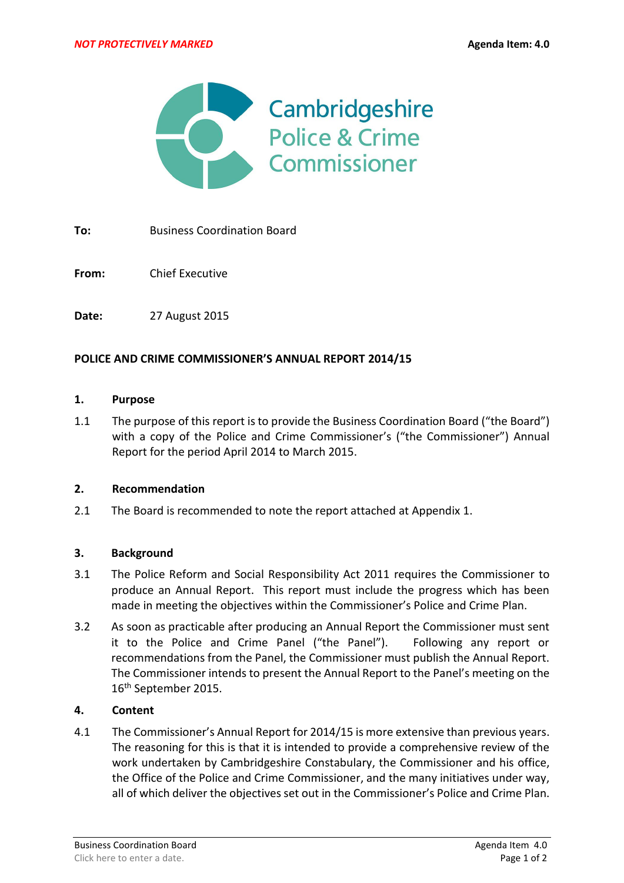NOT PROTECTIVELY MARKED

Agenda Item: 4.0

Cambridgeshire Police & Crime Commissioner

**To:** Business Coordination Board

**From:** Chief Executive

**Date:** 27 August 2015

**POLICE AND CRIME COMMISSIONER'S ANNUAL REPORT 2014/15**

## 1. Purpose

1.1 The purpose of this report is to provide the Business Coordination Board ("the Board") with a copy of the Police and Crime Commissioner's ("the Commissioner") Annual Report for the period April 2014 to March 2015.

## 2. Recommendation

2.1 The Board is recommended to note the report attached at Appendix 1.

## 3. Background

3.1 The Police Reform and Social Responsibility Act 2011 requires the Commissioner to produce an Annual Report. This report must include the progress which has been made in meeting the objectives within the Commissioner's Police and Crime Plan.

3.2 As soon as practicable after producing an Annual Report the Commissioner must sent it to the Police and Crime Panel ("the Panel"). Following any report or recommendations from the Panel, the Commissioner must publish the Annual Report. The Commissioner intends to present the Annual Report to the Panel's meeting on the 16th September 2015.

## 4. Content

4.1 The Commissioner's Annual Report for 2014/15 is more extensive than previous years. The reasoning for this is that it is intended to provide a comprehensive review of the work undertaken by Cambridgeshire Constabulary, the Commissioner and his office, the Office of the Police and Crime Commissioner, and the many initiatives under way, all of which deliver the objectives set out in the Commissioner's Police and Crime Plan.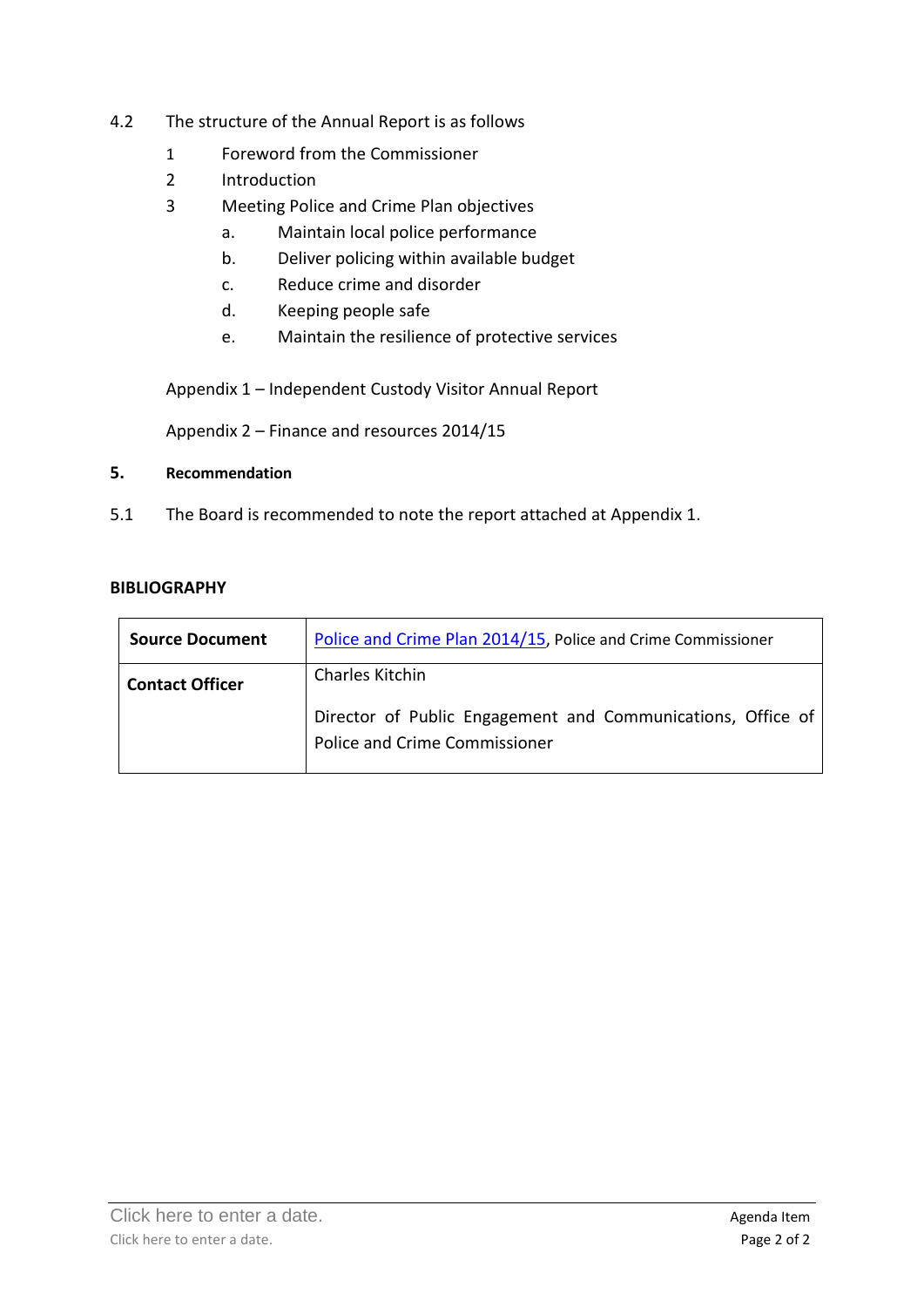4.2 The structure of the Annual Report is as follows

1 Foreword from the Commissioner

2 Introduction

3 Meeting Police and Crime Plan objectives

   a. Maintain local police performance

   b. Deliver policing within available budget

   c. Reduce crime and disorder

   d. Keeping people safe

   e. Maintain the resilience of protective services

Appendix 1 – Independent Custody Visitor Annual Report

Appendix 2 – Finance and resources 2014/15

## 5. Recommendation

5.1 The Board is recommended to note the report attached at Appendix 1.

**BIBLIOGRAPHY**

| | |
|---|---|
| **Source Document** | Police and Crime Plan 2014/15, Police and Crime Commissioner |
| **Contact Officer** | Charles Kitchin<br><br>Director of Public Engagement and Communications, Office of Police and Crime Commissioner |